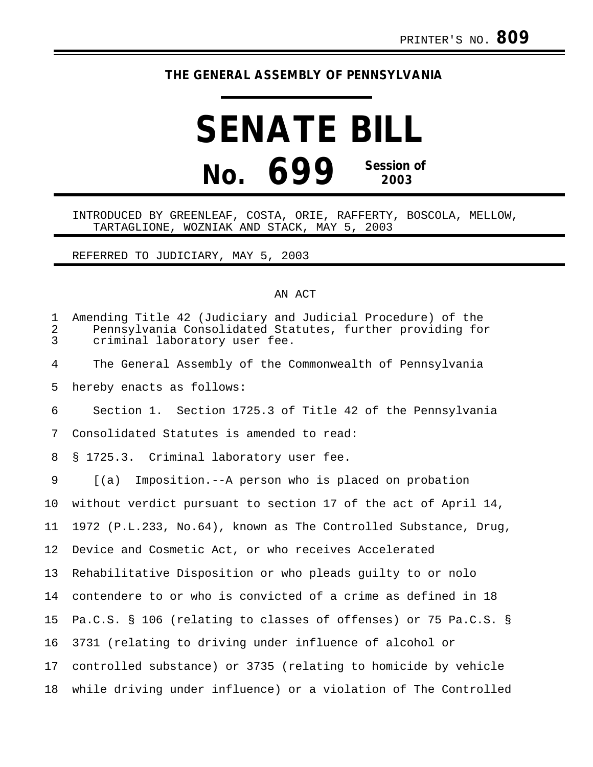PRINTER'S NO. **809**

**THE GENERAL ASSEMBLY OF PENNSYLVANIA**

# SENATE BILL

# No. 699 Session of 2003

INTRODUCED BY GREENLEAF, COSTA, ORIE, RAFFERTY, BOSCOLA, MELLOW, TARTAGLIONE, WOZNIAK AND STACK, MAY 5, 2003

REFERRED TO JUDICIARY, MAY 5, 2003

AN ACT

1 Amending Title 42 (Judiciary and Judicial Procedure) of the
2 Pennsylvania Consolidated Statutes, further providing for
3 criminal laboratory user fee.

4 The General Assembly of the Commonwealth of Pennsylvania
5 hereby enacts as follows:

6 Section 1. Section 1725.3 of Title 42 of the Pennsylvania
7 Consolidated Statutes is amended to read:

8 § 1725.3. Criminal laboratory user fee.

9 [(a) Imposition.--A person who is placed on probation
10 without verdict pursuant to section 17 of the act of April 14,
11 1972 (P.L.233, No.64), known as The Controlled Substance, Drug,
12 Device and Cosmetic Act, or who receives Accelerated
13 Rehabilitative Disposition or who pleads guilty to or nolo
14 contendere to or who is convicted of a crime as defined in 18
15 Pa.C.S. § 106 (relating to classes of offenses) or 75 Pa.C.S. §
16 3731 (relating to driving under influence of alcohol or
17 controlled substance) or 3735 (relating to homicide by vehicle
18 while driving under influence) or a violation of The Controlled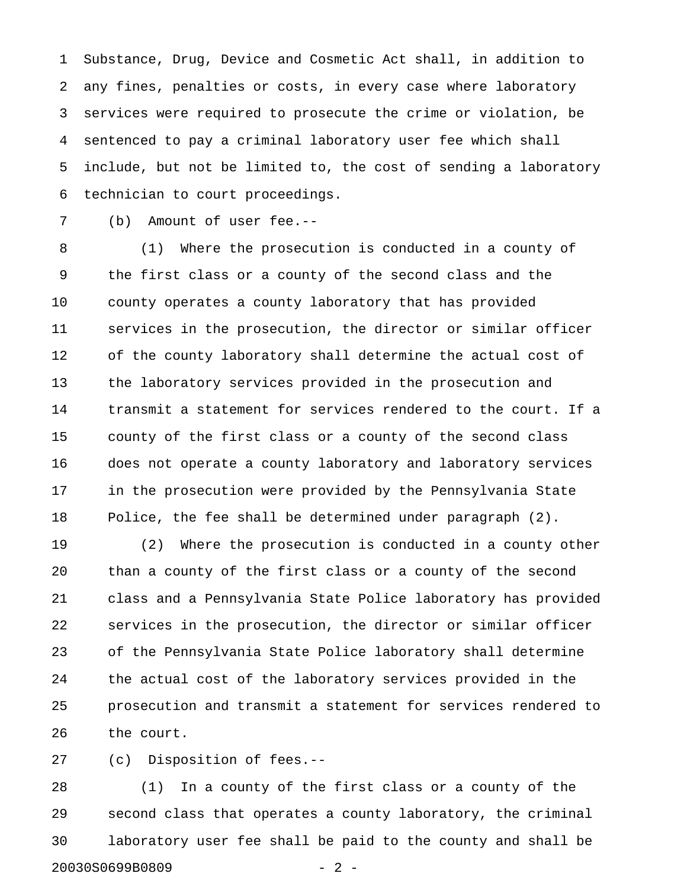Substance, Drug, Device and Cosmetic Act shall, in addition to any fines, penalties or costs, in every case where laboratory services were required to prosecute the crime or violation, be sentenced to pay a criminal laboratory user fee which shall include, but not be limited to, the cost of sending a laboratory technician to court proceedings.

(b) Amount of user fee.--

(1) Where the prosecution is conducted in a county of the first class or a county of the second class and the county operates a county laboratory that has provided services in the prosecution, the director or similar officer of the county laboratory shall determine the actual cost of the laboratory services provided in the prosecution and transmit a statement for services rendered to the court. If a county of the first class or a county of the second class does not operate a county laboratory and laboratory services in the prosecution were provided by the Pennsylvania State Police, the fee shall be determined under paragraph (2).

(2) Where the prosecution is conducted in a county other than a county of the first class or a county of the second class and a Pennsylvania State Police laboratory has provided services in the prosecution, the director or similar officer of the Pennsylvania State Police laboratory shall determine the actual cost of the laboratory services provided in the prosecution and transmit a statement for services rendered to the court.

(c) Disposition of fees.--

(1) In a county of the first class or a county of the second class that operates a county laboratory, the criminal laboratory user fee shall be paid to the county and shall be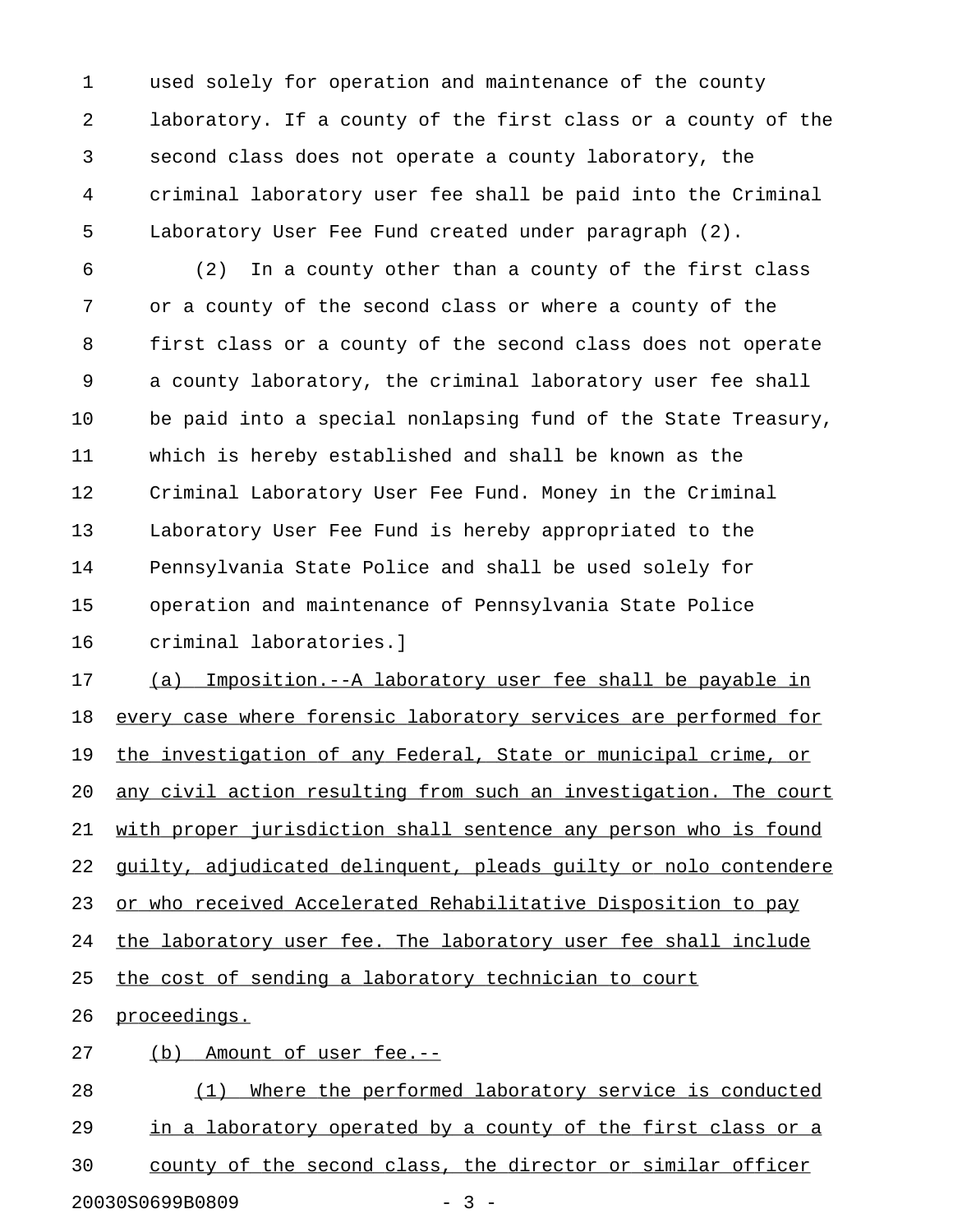used solely for operation and maintenance of the county laboratory. If a county of the first class or a county of the second class does not operate a county laboratory, the criminal laboratory user fee shall be paid into the Criminal Laboratory User Fee Fund created under paragraph (2).

(2) In a county other than a county of the first class or a county of the second class or where a county of the first class or a county of the second class does not operate a county laboratory, the criminal laboratory user fee shall be paid into a special nonlapsing fund of the State Treasury, which is hereby established and shall be known as the Criminal Laboratory User Fee Fund. Money in the Criminal Laboratory User Fee Fund is hereby appropriated to the Pennsylvania State Police and shall be used solely for operation and maintenance of Pennsylvania State Police criminal laboratories.]

(a) Imposition.--A laboratory user fee shall be payable in every case where forensic laboratory services are performed for the investigation of any Federal, State or municipal crime, or any civil action resulting from such an investigation. The court with proper jurisdiction shall sentence any person who is found guilty, adjudicated delinquent, pleads guilty or nolo contendere or who received Accelerated Rehabilitative Disposition to pay the laboratory user fee. The laboratory user fee shall include the cost of sending a laboratory technician to court proceedings.

(b) Amount of user fee.--

(1) Where the performed laboratory service is conducted in a laboratory operated by a county of the first class or a county of the second class, the director or similar officer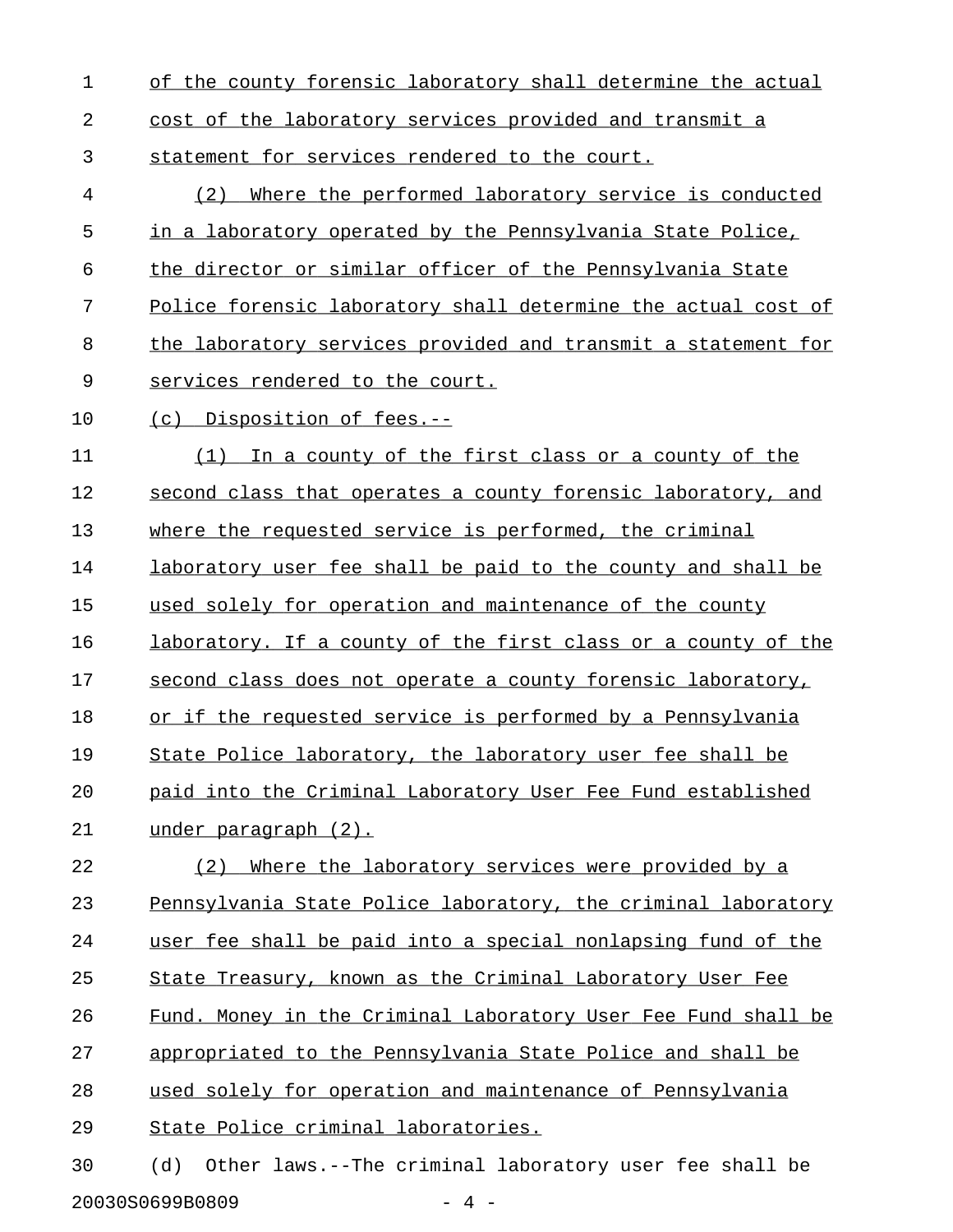of the county forensic laboratory shall determine the actual cost of the laboratory services provided and transmit a statement for services rendered to the court.

(2) Where the performed laboratory service is conducted in a laboratory operated by the Pennsylvania State Police, the director or similar officer of the Pennsylvania State Police forensic laboratory shall determine the actual cost of the laboratory services provided and transmit a statement for services rendered to the court.

(c) Disposition of fees.--

(1) In a county of the first class or a county of the second class that operates a county forensic laboratory, and where the requested service is performed, the criminal laboratory user fee shall be paid to the county and shall be used solely for operation and maintenance of the county laboratory. If a county of the first class or a county of the second class does not operate a county forensic laboratory, or if the requested service is performed by a Pennsylvania State Police laboratory, the laboratory user fee shall be paid into the Criminal Laboratory User Fee Fund established under paragraph (2).

(2) Where the laboratory services were provided by a Pennsylvania State Police laboratory, the criminal laboratory user fee shall be paid into a special nonlapsing fund of the State Treasury, known as the Criminal Laboratory User Fee Fund. Money in the Criminal Laboratory User Fee Fund shall be appropriated to the Pennsylvania State Police and shall be used solely for operation and maintenance of Pennsylvania State Police criminal laboratories.

(d) Other laws.--The criminal laboratory user fee shall be

20030S0699B0809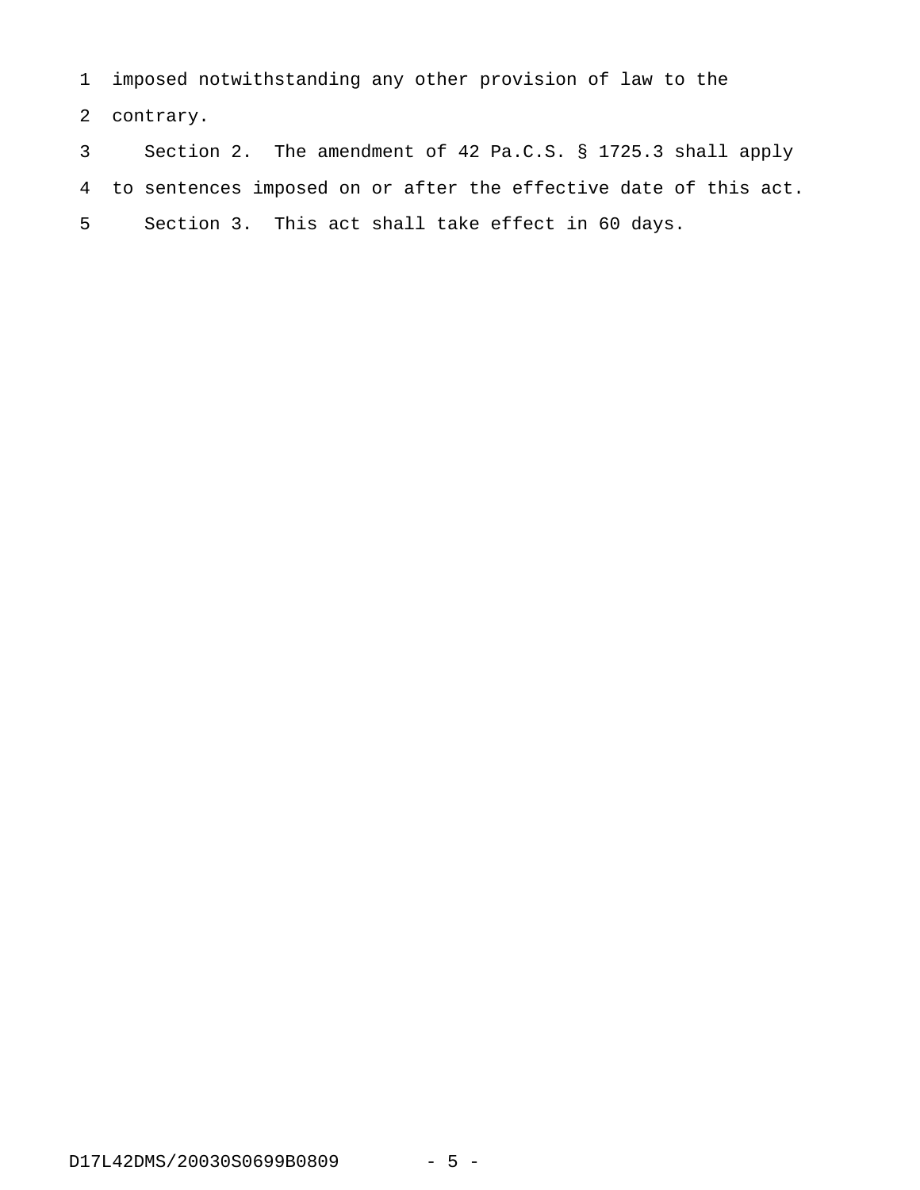imposed notwithstanding any other provision of law to the contrary.

Section 2. The amendment of 42 Pa.C.S. § 1725.3 shall apply to sentences imposed on or after the effective date of this act.

Section 3. This act shall take effect in 60 days.